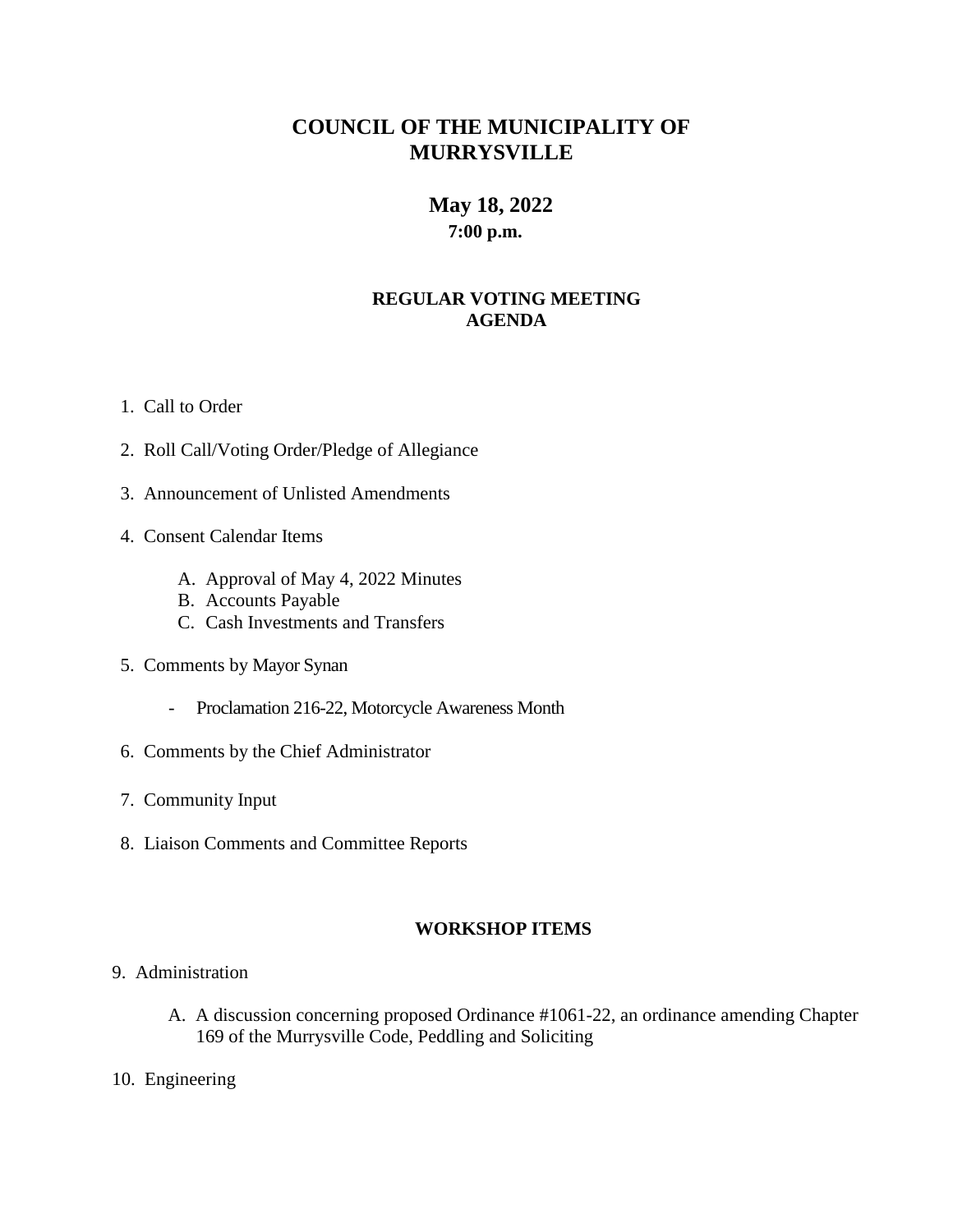# COUNCIL OF THE MUNICIPALITY OF MURRYSVILLE

## May 18, 2022

### 7:00 p.m.

### REGULAR VOTING MEETING AGENDA

1. Call to Order

2. Roll Call/Voting Order/Pledge of Allegiance

3. Announcement of Unlisted Amendments

4. Consent Calendar Items

   A. Approval of May 4, 2022 Minutes
   B. Accounts Payable
   C. Cash Investments and Transfers

5. Comments by Mayor Synan

   - Proclamation 216-22, Motorcycle Awareness Month

6. Comments by the Chief Administrator

7. Community Input

8. Liaison Comments and Committee Reports

### WORKSHOP ITEMS

9. Administration

   A. A discussion concerning proposed Ordinance #1061-22, an ordinance amending Chapter 169 of the Murrysville Code, Peddling and Soliciting

10. Engineering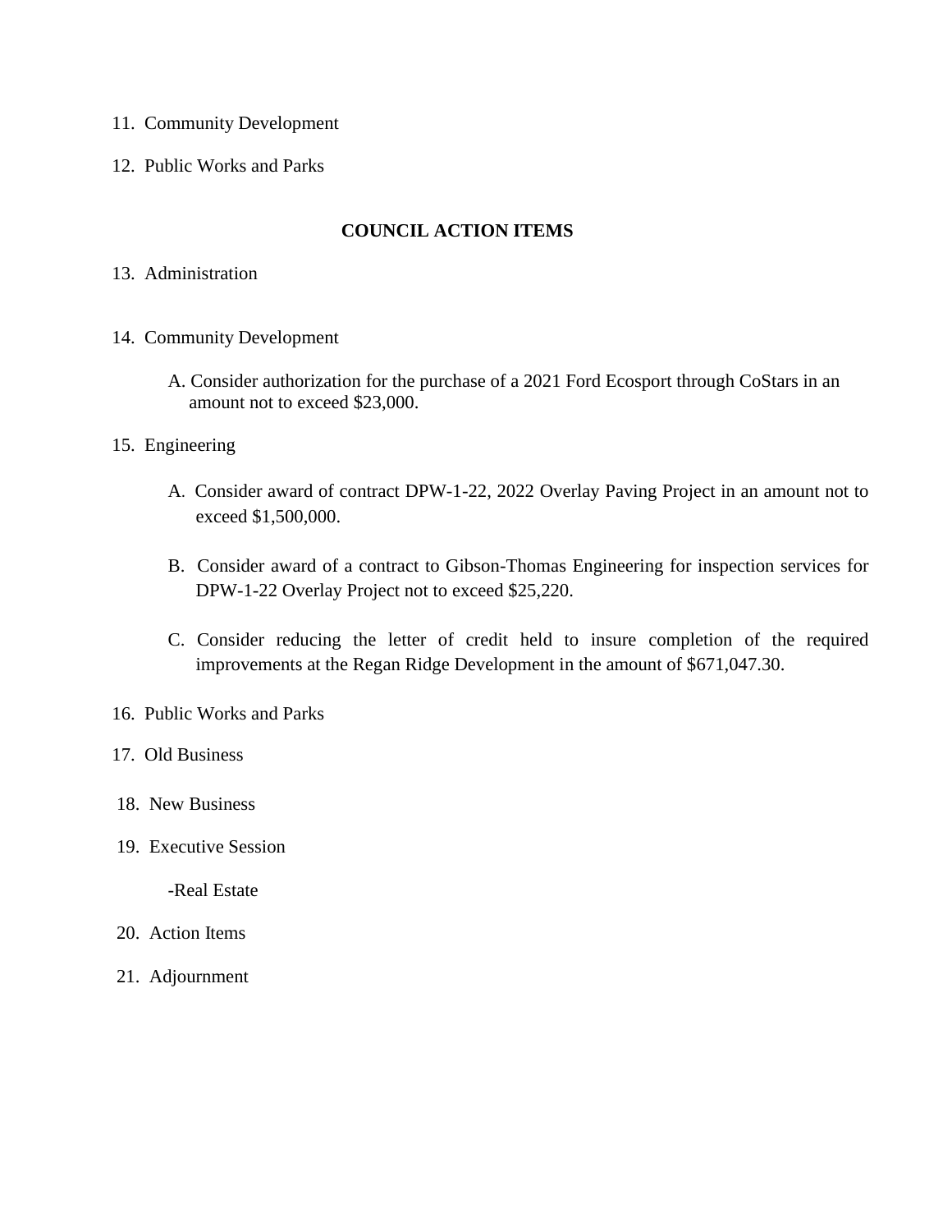11. Community Development

12. Public Works and Parks

## COUNCIL ACTION ITEMS

13. Administration

14. Community Development

    A. Consider authorization for the purchase of a 2021 Ford Ecosport through CoStars in an amount not to exceed $23,000.

15. Engineering

    A. Consider award of contract DPW-1-22, 2022 Overlay Paving Project in an amount not to exceed $1,500,000.

    B. Consider award of a contract to Gibson-Thomas Engineering for inspection services for DPW-1-22 Overlay Project not to exceed $25,220.

    C. Consider reducing the letter of credit held to insure completion of the required improvements at the Regan Ridge Development in the amount of $671,047.30.

16. Public Works and Parks

17. Old Business

18. New Business

19. Executive Session

    -Real Estate

20. Action Items

21. Adjournment